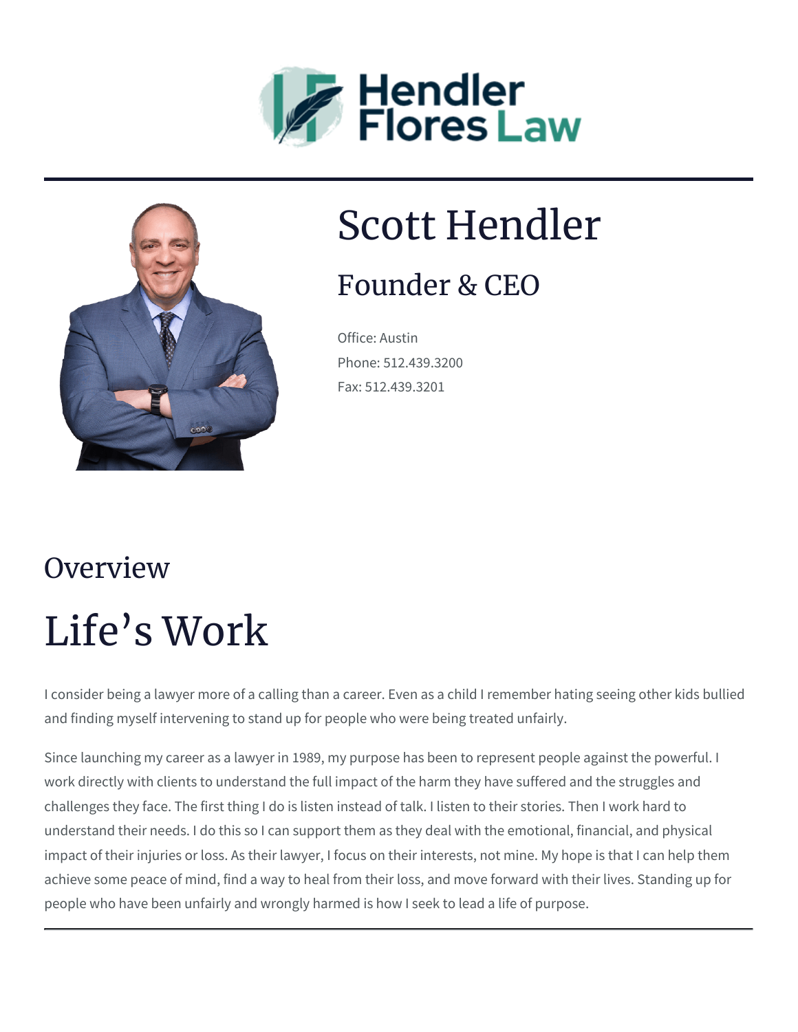Hendler Flores Law

# Scott Hendler

## Founder & CEO

Office: Austin

Phone: 512.439.3200

Fax: 512.439.3201

## Overview

# Life's Work

I consider being a lawyer more of a calling than a career. Even as a child I remember hating seeing other kids bullied and finding myself intervening to stand up for people who were being treated unfairly.

Since launching my career as a lawyer in 1989, my purpose has been to represent people against the powerful. I work directly with clients to understand the full impact of the harm they have suffered and the struggles and challenges they face. The first thing I do is listen instead of talk. I listen to their stories. Then I work hard to understand their needs. I do this so I can support them as they deal with the emotional, financial, and physical impact of their injuries or loss. As their lawyer, I focus on their interests, not mine. My hope is that I can help them achieve some peace of mind, find a way to heal from their loss, and move forward with their lives. Standing up for people who have been unfairly and wrongly harmed is how I seek to lead a life of purpose.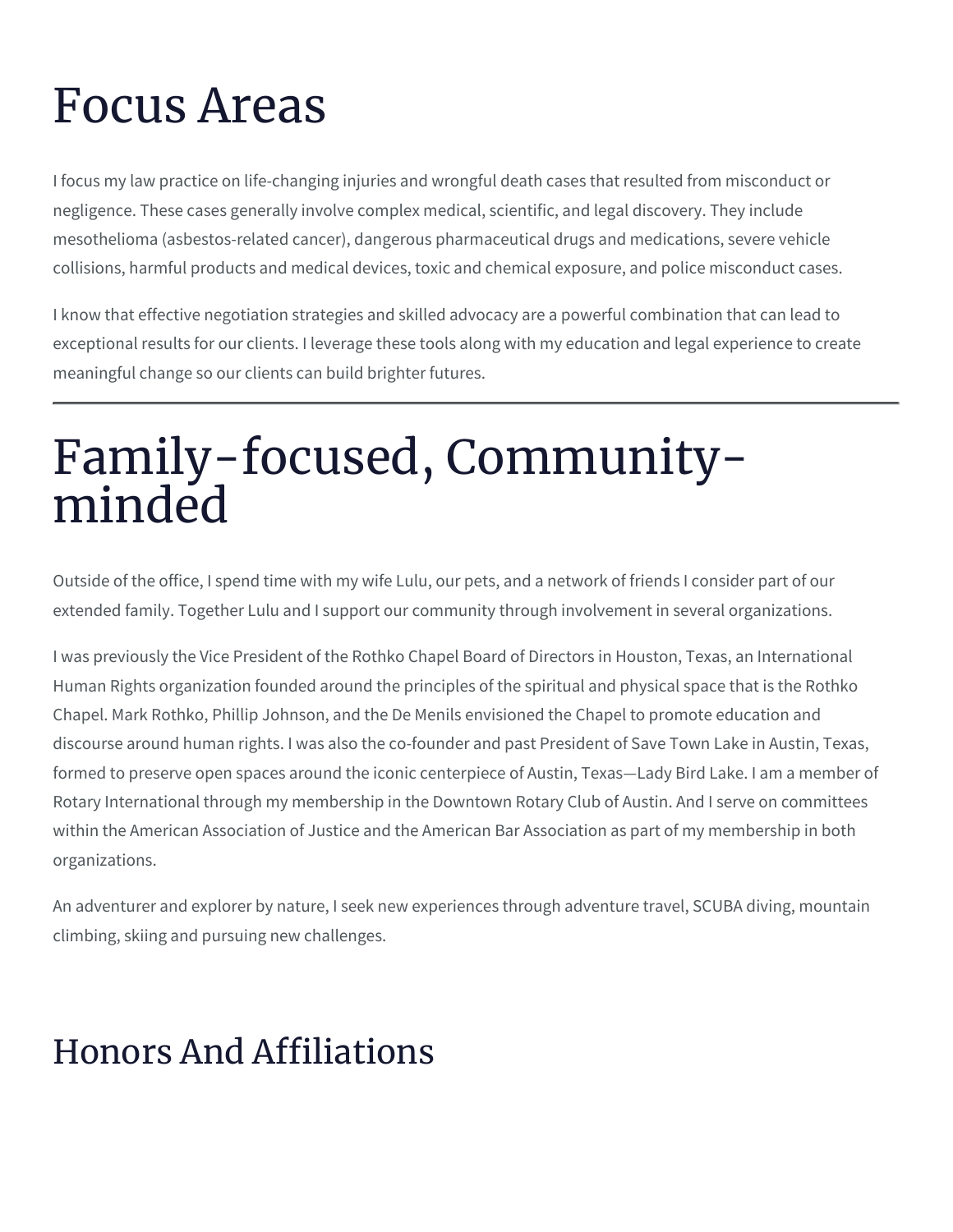# Focus Areas

I focus my law practice on life-changing injuries and wrongful death cases that resulted from misconduct or negligence. These cases generally involve complex medical, scientific, and legal discovery. They include mesothelioma (asbestos-related cancer), dangerous pharmaceutical drugs and medications, severe vehicle collisions, harmful products and medical devices, toxic and chemical exposure, and police misconduct cases.

I know that effective negotiation strategies and skilled advocacy are a powerful combination that can lead to exceptional results for our clients. I leverage these tools along with my education and legal experience to create meaningful change so our clients can build brighter futures.

---

# Family-focused, Community-minded

Outside of the office, I spend time with my wife Lulu, our pets, and a network of friends I consider part of our extended family. Together Lulu and I support our community through involvement in several organizations.

I was previously the Vice President of the Rothko Chapel Board of Directors in Houston, Texas, an International Human Rights organization founded around the principles of the spiritual and physical space that is the Rothko Chapel. Mark Rothko, Phillip Johnson, and the De Menils envisioned the Chapel to promote education and discourse around human rights. I was also the co-founder and past President of Save Town Lake in Austin, Texas, formed to preserve open spaces around the iconic centerpiece of Austin, Texas—Lady Bird Lake. I am a member of Rotary International through my membership in the Downtown Rotary Club of Austin. And I serve on committees within the American Association of Justice and the American Bar Association as part of my membership in both organizations.

An adventurer and explorer by nature, I seek new experiences through adventure travel, SCUBA diving, mountain climbing, skiing and pursuing new challenges.

## Honors And Affiliations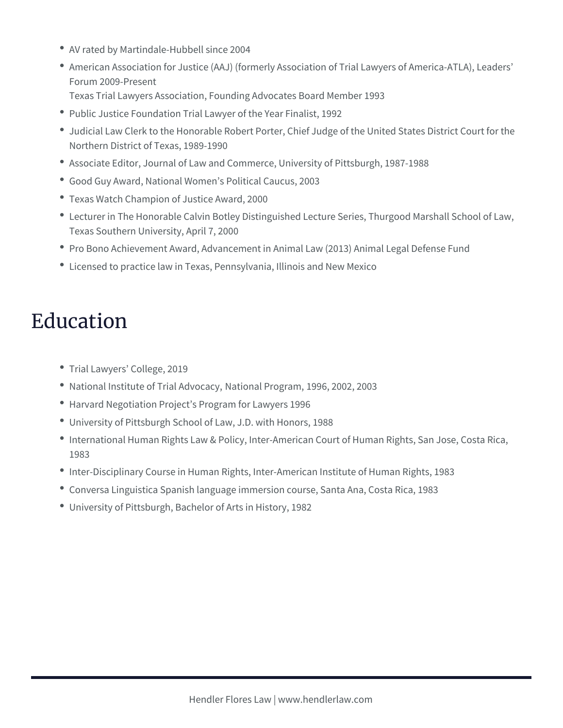- AV rated by Martindale-Hubbell since 2004
- American Association for Justice (AAJ) (formerly Association of Trial Lawyers of America-ATLA), Leaders' Forum 2009-Present
  Texas Trial Lawyers Association, Founding Advocates Board Member 1993
- Public Justice Foundation Trial Lawyer of the Year Finalist, 1992
- Judicial Law Clerk to the Honorable Robert Porter, Chief Judge of the United States District Court for the Northern District of Texas, 1989-1990
- Associate Editor, Journal of Law and Commerce, University of Pittsburgh, 1987-1988
- Good Guy Award, National Women's Political Caucus, 2003
- Texas Watch Champion of Justice Award, 2000
- Lecturer in The Honorable Calvin Botley Distinguished Lecture Series, Thurgood Marshall School of Law, Texas Southern University, April 7, 2000
- Pro Bono Achievement Award, Advancement in Animal Law (2013) Animal Legal Defense Fund
- Licensed to practice law in Texas, Pennsylvania, Illinois and New Mexico

# Education

- Trial Lawyers' College, 2019
- National Institute of Trial Advocacy, National Program, 1996, 2002, 2003
- Harvard Negotiation Project's Program for Lawyers 1996
- University of Pittsburgh School of Law, J.D. with Honors, 1988
- International Human Rights Law & Policy, Inter-American Court of Human Rights, San Jose, Costa Rica, 1983
- Inter-Disciplinary Course in Human Rights, Inter-American Institute of Human Rights, 1983
- Conversa Linguistica Spanish language immersion course, Santa Ana, Costa Rica, 1983
- University of Pittsburgh, Bachelor of Arts in History, 1982